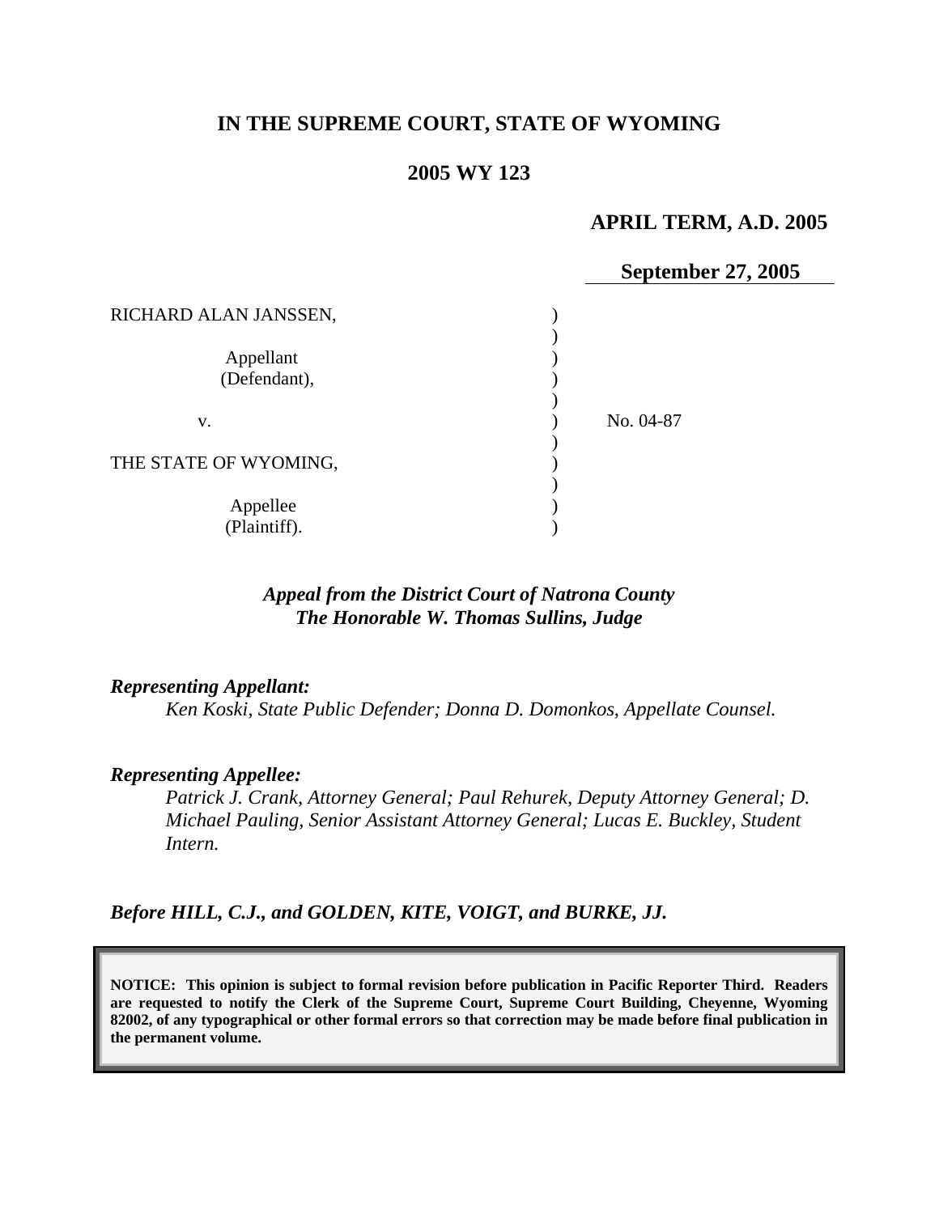# IN THE SUPREME COURT, STATE OF WYOMING

## 2005 WY 123

**APRIL TERM, A.D. 2005**

**September 27, 2005**

| | | |
|---|---|---|
| RICHARD ALAN JANSSEN, | ) | |
| | ) | |
| Appellant | ) | |
| (Defendant), | ) | |
| | ) | |
| v. | ) | No. 04-87 |
| | ) | |
| THE STATE OF WYOMING, | ) | |
| | ) | |
| Appellee | ) | |
| (Plaintiff). | ) | |

*Appeal from the District Court of Natrona County*
*The Honorable W. Thomas Sullins, Judge*

***Representing Appellant:***

*Ken Koski, State Public Defender; Donna D. Domonkos, Appellate Counsel.*

***Representing Appellee:***

*Patrick J. Crank, Attorney General; Paul Rehurek, Deputy Attorney General; D. Michael Pauling, Senior Assistant Attorney General; Lucas E. Buckley, Student Intern.*

***Before HILL, C.J., and GOLDEN, KITE, VOIGT, and BURKE, JJ.***

**NOTICE: This opinion is subject to formal revision before publication in Pacific Reporter Third. Readers are requested to notify the Clerk of the Supreme Court, Supreme Court Building, Cheyenne, Wyoming 82002, of any typographical or other formal errors so that correction may be made before final publication in the permanent volume.**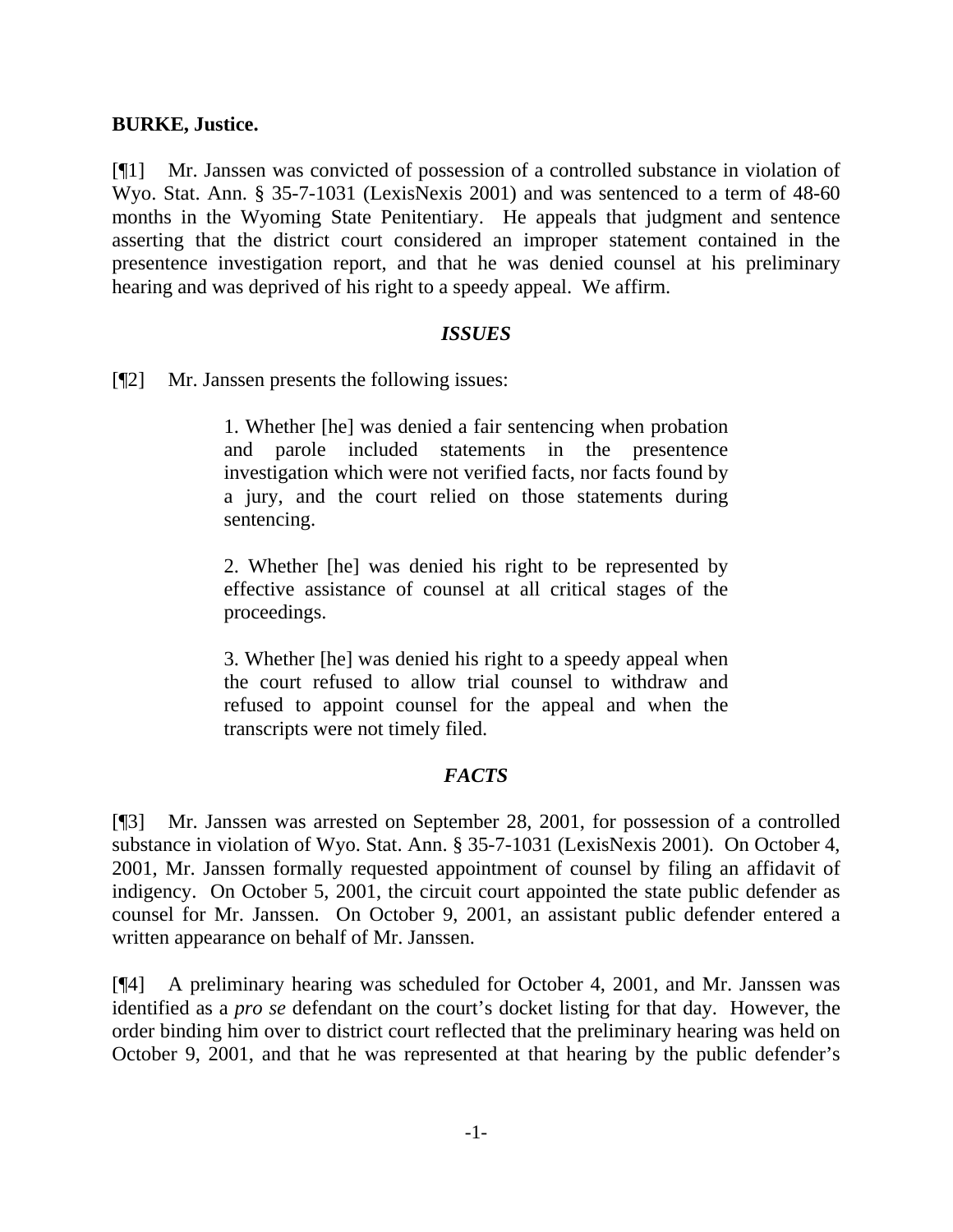**BURKE, Justice.**

[¶1] Mr. Janssen was convicted of possession of a controlled substance in violation of Wyo. Stat. Ann. § 35-7-1031 (LexisNexis 2001) and was sentenced to a term of 48-60 months in the Wyoming State Penitentiary. He appeals that judgment and sentence asserting that the district court considered an improper statement contained in the presentence investigation report, and that he was denied counsel at his preliminary hearing and was deprived of his right to a speedy appeal. We affirm.

## *ISSUES*

[¶2] Mr. Janssen presents the following issues:

> 1. Whether [he] was denied a fair sentencing when probation and parole included statements in the presentence investigation which were not verified facts, nor facts found by a jury, and the court relied on those statements during sentencing.
>
> 2. Whether [he] was denied his right to be represented by effective assistance of counsel at all critical stages of the proceedings.
>
> 3. Whether [he] was denied his right to a speedy appeal when the court refused to allow trial counsel to withdraw and refused to appoint counsel for the appeal and when the transcripts were not timely filed.

## *FACTS*

[¶3] Mr. Janssen was arrested on September 28, 2001, for possession of a controlled substance in violation of Wyo. Stat. Ann. § 35-7-1031 (LexisNexis 2001). On October 4, 2001, Mr. Janssen formally requested appointment of counsel by filing an affidavit of indigency. On October 5, 2001, the circuit court appointed the state public defender as counsel for Mr. Janssen. On October 9, 2001, an assistant public defender entered a written appearance on behalf of Mr. Janssen.

[¶4] A preliminary hearing was scheduled for October 4, 2001, and Mr. Janssen was identified as a *pro se* defendant on the court's docket listing for that day. However, the order binding him over to district court reflected that the preliminary hearing was held on October 9, 2001, and that he was represented at that hearing by the public defender's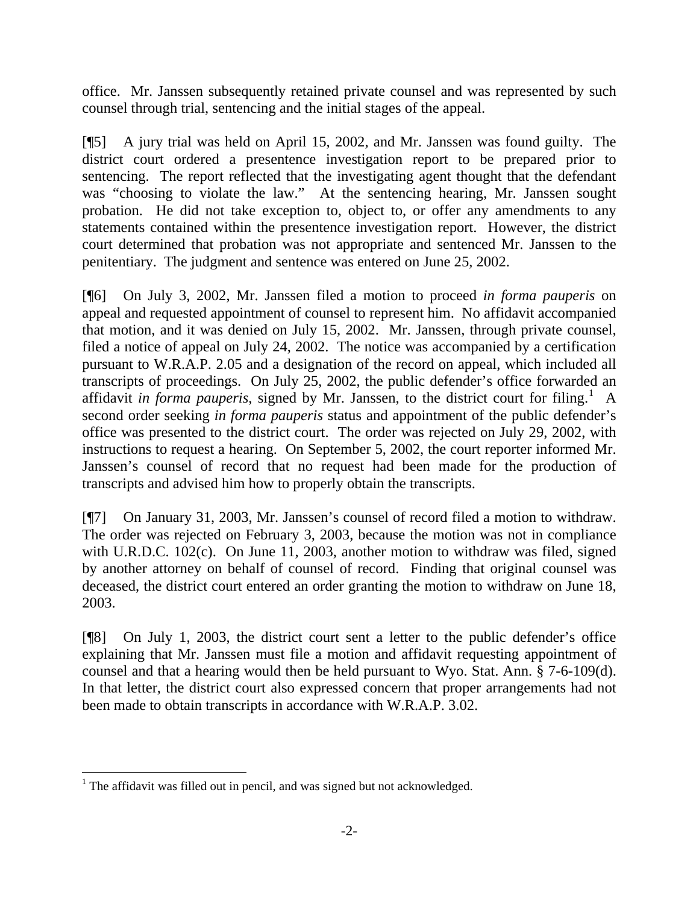office. Mr. Janssen subsequently retained private counsel and was represented by such counsel through trial, sentencing and the initial stages of the appeal.

[¶5] A jury trial was held on April 15, 2002, and Mr. Janssen was found guilty. The district court ordered a presentence investigation report to be prepared prior to sentencing. The report reflected that the investigating agent thought that the defendant was "choosing to violate the law." At the sentencing hearing, Mr. Janssen sought probation. He did not take exception to, object to, or offer any amendments to any statements contained within the presentence investigation report. However, the district court determined that probation was not appropriate and sentenced Mr. Janssen to the penitentiary. The judgment and sentence was entered on June 25, 2002.

[¶6] On July 3, 2002, Mr. Janssen filed a motion to proceed *in forma pauperis* on appeal and requested appointment of counsel to represent him. No affidavit accompanied that motion, and it was denied on July 15, 2002. Mr. Janssen, through private counsel, filed a notice of appeal on July 24, 2002. The notice was accompanied by a certification pursuant to W.R.A.P. 2.05 and a designation of the record on appeal, which included all transcripts of proceedings. On July 25, 2002, the public defender's office forwarded an affidavit *in forma pauperis*, signed by Mr. Janssen, to the district court for filing.[1] A second order seeking *in forma pauperis* status and appointment of the public defender's office was presented to the district court. The order was rejected on July 29, 2002, with instructions to request a hearing. On September 5, 2002, the court reporter informed Mr. Janssen's counsel of record that no request had been made for the production of transcripts and advised him how to properly obtain the transcripts.

[¶7] On January 31, 2003, Mr. Janssen's counsel of record filed a motion to withdraw. The order was rejected on February 3, 2003, because the motion was not in compliance with U.R.D.C. 102(c). On June 11, 2003, another motion to withdraw was filed, signed by another attorney on behalf of counsel of record. Finding that original counsel was deceased, the district court entered an order granting the motion to withdraw on June 18, 2003.

[¶8] On July 1, 2003, the district court sent a letter to the public defender's office explaining that Mr. Janssen must file a motion and affidavit requesting appointment of counsel and that a hearing would then be held pursuant to Wyo. Stat. Ann. § 7-6-109(d). In that letter, the district court also expressed concern that proper arrangements had not been made to obtain transcripts in accordance with W.R.A.P. 3.02.

---

[1] The affidavit was filled out in pencil, and was signed but not acknowledged.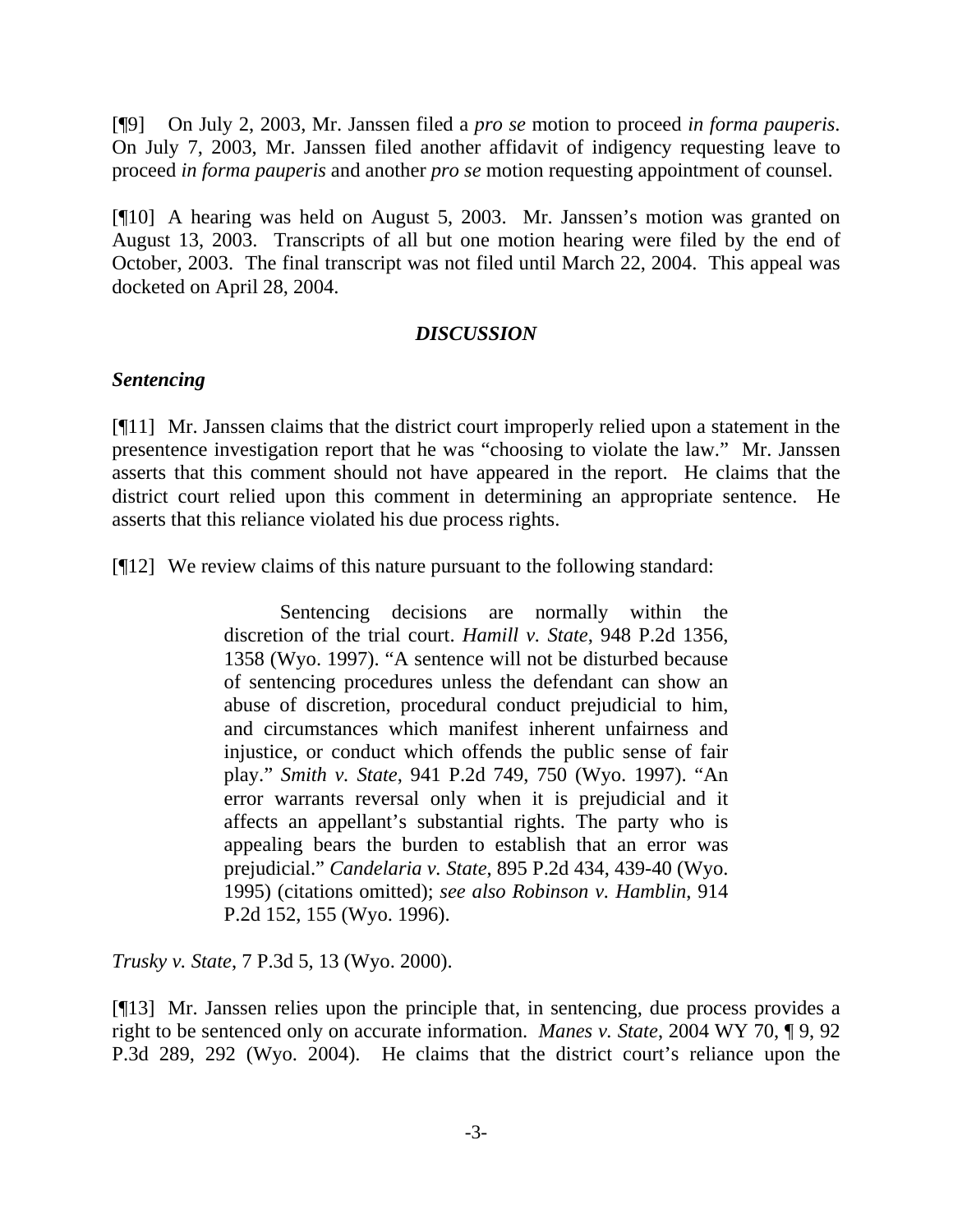[¶9] On July 2, 2003, Mr. Janssen filed a *pro se* motion to proceed *in forma pauperis*. On July 7, 2003, Mr. Janssen filed another affidavit of indigency requesting leave to proceed *in forma pauperis* and another *pro se* motion requesting appointment of counsel.

[¶10] A hearing was held on August 5, 2003. Mr. Janssen's motion was granted on August 13, 2003. Transcripts of all but one motion hearing were filed by the end of October, 2003. The final transcript was not filed until March 22, 2004. This appeal was docketed on April 28, 2004.

## *DISCUSSION*

### *Sentencing*

[¶11] Mr. Janssen claims that the district court improperly relied upon a statement in the presentence investigation report that he was "choosing to violate the law." Mr. Janssen asserts that this comment should not have appeared in the report. He claims that the district court relied upon this comment in determining an appropriate sentence. He asserts that this reliance violated his due process rights.

[¶12] We review claims of this nature pursuant to the following standard:

> Sentencing decisions are normally within the discretion of the trial court. *Hamill v. State*, 948 P.2d 1356, 1358 (Wyo. 1997). "A sentence will not be disturbed because of sentencing procedures unless the defendant can show an abuse of discretion, procedural conduct prejudicial to him, and circumstances which manifest inherent unfairness and injustice, or conduct which offends the public sense of fair play." *Smith v. State*, 941 P.2d 749, 750 (Wyo. 1997). "An error warrants reversal only when it is prejudicial and it affects an appellant's substantial rights. The party who is appealing bears the burden to establish that an error was prejudicial." *Candelaria v. State*, 895 P.2d 434, 439-40 (Wyo. 1995) (citations omitted); *see also Robinson v. Hamblin*, 914 P.2d 152, 155 (Wyo. 1996).

*Trusky v. State*, 7 P.3d 5, 13 (Wyo. 2000).

[¶13] Mr. Janssen relies upon the principle that, in sentencing, due process provides a right to be sentenced only on accurate information. *Manes v. State*, 2004 WY 70, ¶ 9, 92 P.3d 289, 292 (Wyo. 2004). He claims that the district court's reliance upon the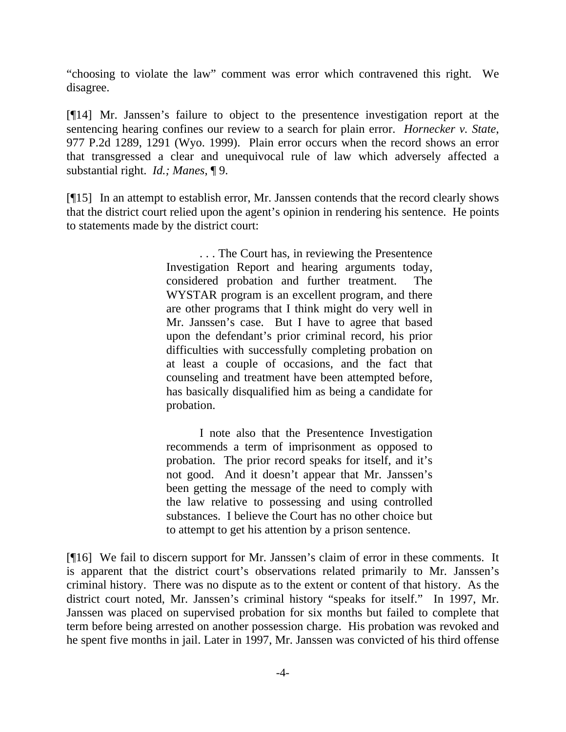"choosing to violate the law" comment was error which contravened this right. We disagree.

[¶14] Mr. Janssen's failure to object to the presentence investigation report at the sentencing hearing confines our review to a search for plain error. *Hornecker v. State*, 977 P.2d 1289, 1291 (Wyo. 1999). Plain error occurs when the record shows an error that transgressed a clear and unequivocal rule of law which adversely affected a substantial right. *Id.; Manes*, ¶ 9.

[¶15] In an attempt to establish error, Mr. Janssen contends that the record clearly shows that the district court relied upon the agent's opinion in rendering his sentence. He points to statements made by the district court:

> . . . The Court has, in reviewing the Presentence Investigation Report and hearing arguments today, considered probation and further treatment. The WYSTAR program is an excellent program, and there are other programs that I think might do very well in Mr. Janssen's case. But I have to agree that based upon the defendant's prior criminal record, his prior difficulties with successfully completing probation on at least a couple of occasions, and the fact that counseling and treatment have been attempted before, has basically disqualified him as being a candidate for probation.
>
> I note also that the Presentence Investigation recommends a term of imprisonment as opposed to probation. The prior record speaks for itself, and it's not good. And it doesn't appear that Mr. Janssen's been getting the message of the need to comply with the law relative to possessing and using controlled substances. I believe the Court has no other choice but to attempt to get his attention by a prison sentence.

[¶16] We fail to discern support for Mr. Janssen's claim of error in these comments. It is apparent that the district court's observations related primarily to Mr. Janssen's criminal history. There was no dispute as to the extent or content of that history. As the district court noted, Mr. Janssen's criminal history "speaks for itself." In 1997, Mr. Janssen was placed on supervised probation for six months but failed to complete that term before being arrested on another possession charge. His probation was revoked and he spent five months in jail. Later in 1997, Mr. Janssen was convicted of his third offense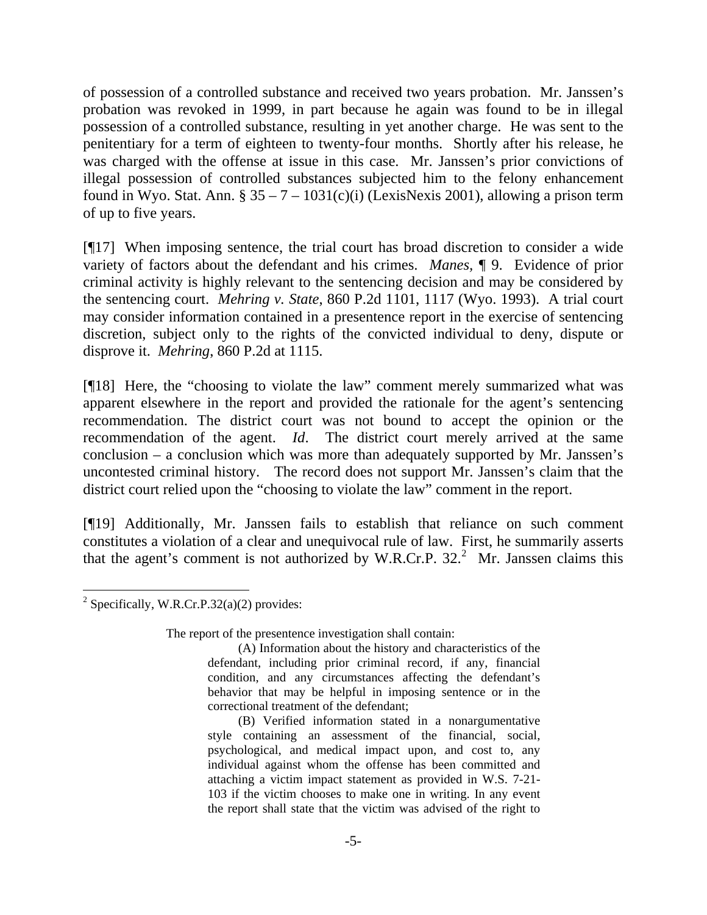of possession of a controlled substance and received two years probation. Mr. Janssen's probation was revoked in 1999, in part because he again was found to be in illegal possession of a controlled substance, resulting in yet another charge. He was sent to the penitentiary for a term of eighteen to twenty-four months. Shortly after his release, he was charged with the offense at issue in this case. Mr. Janssen's prior convictions of illegal possession of controlled substances subjected him to the felony enhancement found in Wyo. Stat. Ann. § 35 – 7 – 1031(c)(i) (LexisNexis 2001), allowing a prison term of up to five years.

[¶17] When imposing sentence, the trial court has broad discretion to consider a wide variety of factors about the defendant and his crimes. *Manes*, ¶ 9. Evidence of prior criminal activity is highly relevant to the sentencing decision and may be considered by the sentencing court. *Mehring v. State*, 860 P.2d 1101, 1117 (Wyo. 1993). A trial court may consider information contained in a presentence report in the exercise of sentencing discretion, subject only to the rights of the convicted individual to deny, dispute or disprove it. *Mehring*, 860 P.2d at 1115.

[¶18] Here, the "choosing to violate the law" comment merely summarized what was apparent elsewhere in the report and provided the rationale for the agent's sentencing recommendation. The district court was not bound to accept the opinion or the recommendation of the agent. *Id*. The district court merely arrived at the same conclusion – a conclusion which was more than adequately supported by Mr. Janssen's uncontested criminal history. The record does not support Mr. Janssen's claim that the district court relied upon the "choosing to violate the law" comment in the report.

[¶19] Additionally, Mr. Janssen fails to establish that reliance on such comment constitutes a violation of a clear and unequivocal rule of law. First, he summarily asserts that the agent's comment is not authorized by W.R.Cr.P. 32.[2] Mr. Janssen claims this

---

[2] Specifically, W.R.Cr.P.32(a)(2) provides:

> The report of the presentence investigation shall contain:
>
> (A) Information about the history and characteristics of the defendant, including prior criminal record, if any, financial condition, and any circumstances affecting the defendant's behavior that may be helpful in imposing sentence or in the correctional treatment of the defendant;
>
> (B) Verified information stated in a nonargumentative style containing an assessment of the financial, social, psychological, and medical impact upon, and cost to, any individual against whom the offense has been committed and attaching a victim impact statement as provided in W.S. 7-21-103 if the victim chooses to make one in writing. In any event the report shall state that the victim was advised of the right to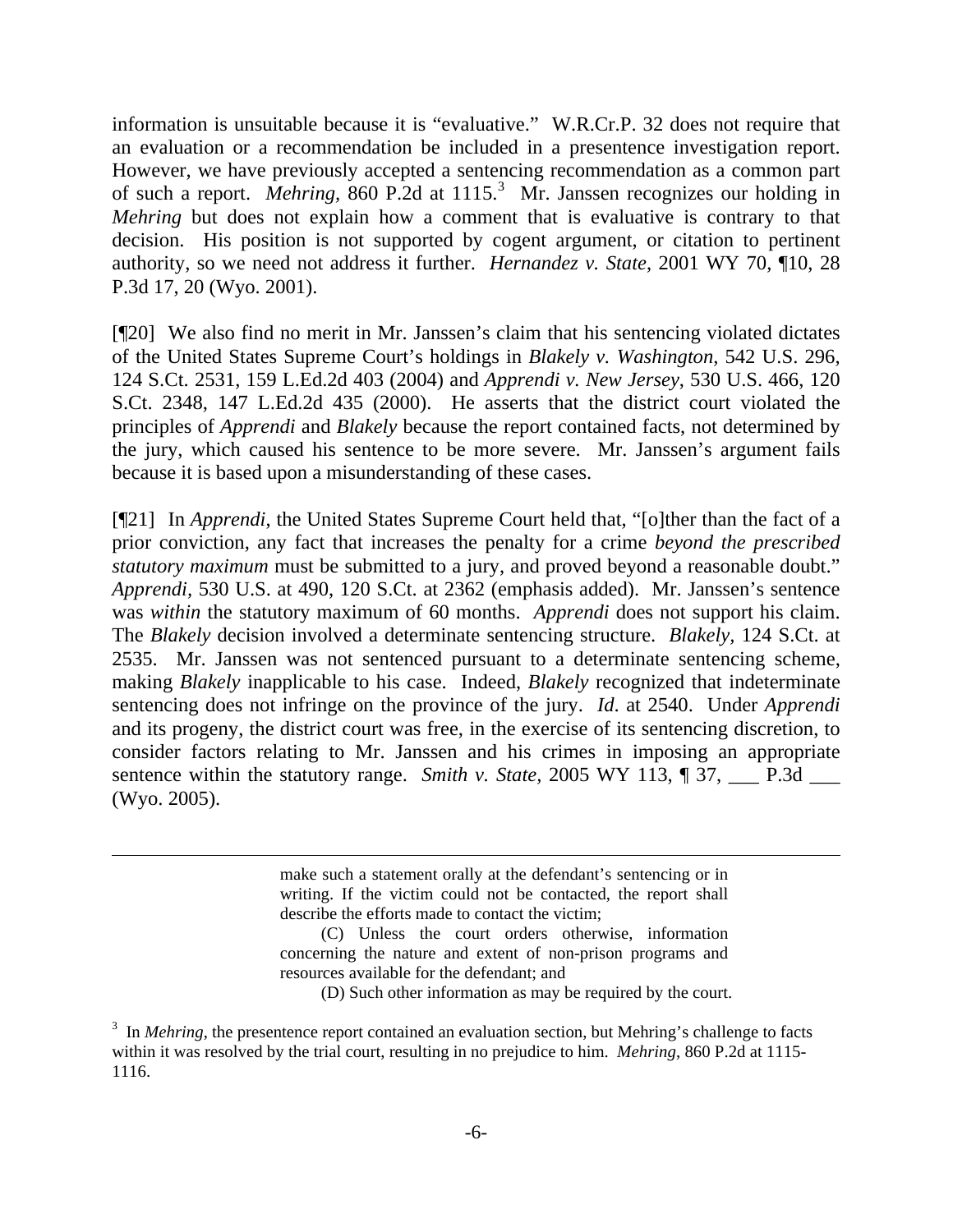information is unsuitable because it is "evaluative." W.R.Cr.P. 32 does not require that an evaluation or a recommendation be included in a presentence investigation report. However, we have previously accepted a sentencing recommendation as a common part of such a report. *Mehring*, 860 P.2d at 1115.[3] Mr. Janssen recognizes our holding in *Mehring* but does not explain how a comment that is evaluative is contrary to that decision. His position is not supported by cogent argument, or citation to pertinent authority, so we need not address it further. *Hernandez v. State*, 2001 WY 70, ¶10, 28 P.3d 17, 20 (Wyo. 2001).

[¶20] We also find no merit in Mr. Janssen's claim that his sentencing violated dictates of the United States Supreme Court's holdings in *Blakely v. Washington*, 542 U.S. 296, 124 S.Ct. 2531, 159 L.Ed.2d 403 (2004) and *Apprendi v. New Jersey*, 530 U.S. 466, 120 S.Ct. 2348, 147 L.Ed.2d 435 (2000). He asserts that the district court violated the principles of *Apprendi* and *Blakely* because the report contained facts, not determined by the jury, which caused his sentence to be more severe. Mr. Janssen's argument fails because it is based upon a misunderstanding of these cases.

[¶21] In *Apprendi*, the United States Supreme Court held that, "[o]ther than the fact of a prior conviction, any fact that increases the penalty for a crime *beyond the prescribed statutory maximum* must be submitted to a jury, and proved beyond a reasonable doubt." *Apprendi*, 530 U.S. at 490, 120 S.Ct. at 2362 (emphasis added). Mr. Janssen's sentence was *within* the statutory maximum of 60 months. *Apprendi* does not support his claim. The *Blakely* decision involved a determinate sentencing structure. *Blakely*, 124 S.Ct. at 2535. Mr. Janssen was not sentenced pursuant to a determinate sentencing scheme, making *Blakely* inapplicable to his case. Indeed, *Blakely* recognized that indeterminate sentencing does not infringe on the province of the jury. *Id*. at 2540. Under *Apprendi* and its progeny, the district court was free, in the exercise of its sentencing discretion, to consider factors relating to Mr. Janssen and his crimes in imposing an appropriate sentence within the statutory range. *Smith v. State*, 2005 WY 113, ¶ 37, \_\_\_ P.3d \_\_\_ (Wyo. 2005).

---

> make such a statement orally at the defendant's sentencing or in writing. If the victim could not be contacted, the report shall describe the efforts made to contact the victim;
>
> (C) Unless the court orders otherwise, information concerning the nature and extent of non-prison programs and resources available for the defendant; and
>
> (D) Such other information as may be required by the court.

[3] In *Mehring*, the presentence report contained an evaluation section, but Mehring's challenge to facts within it was resolved by the trial court, resulting in no prejudice to him. *Mehring*, 860 P.2d at 1115-1116.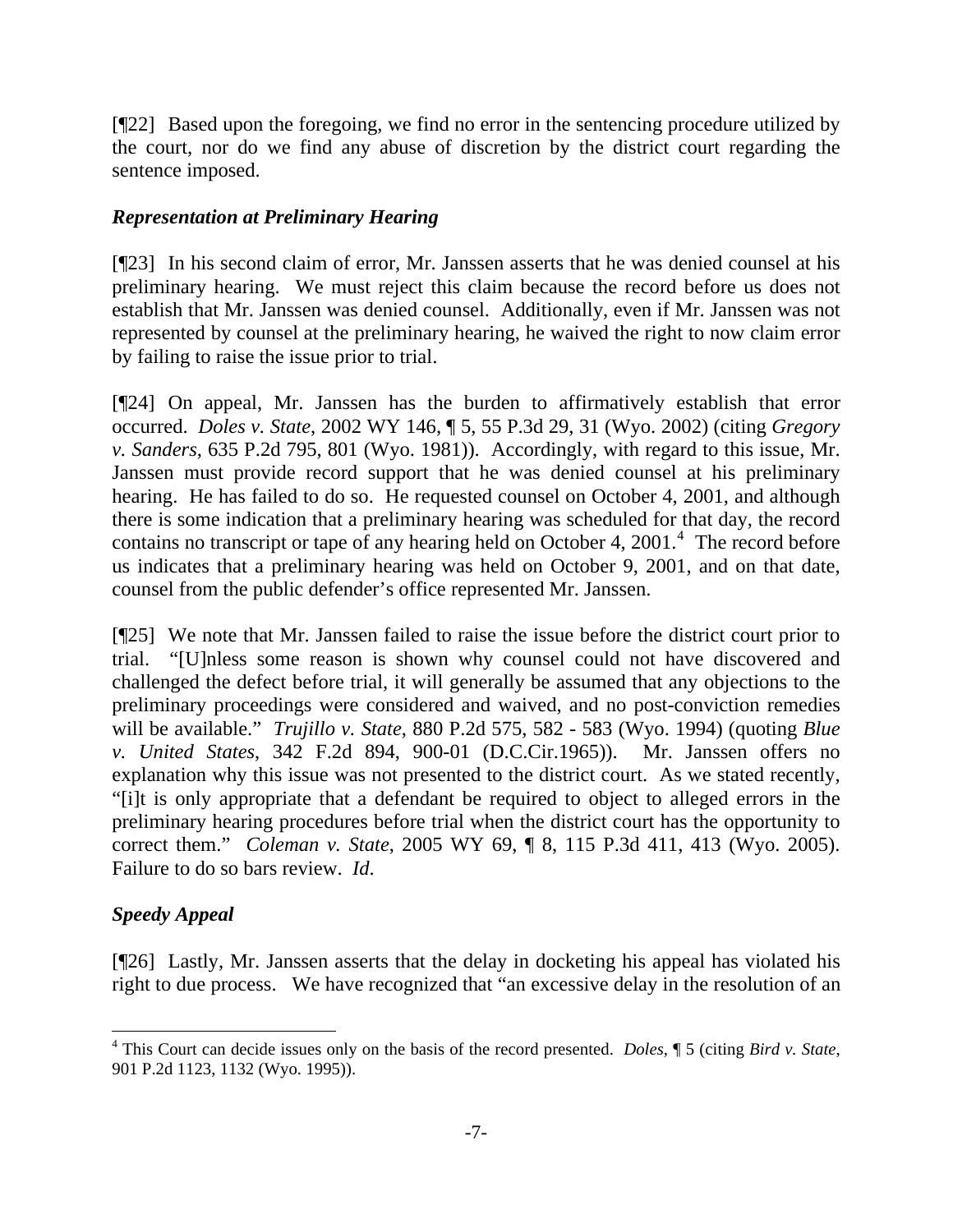[¶22] Based upon the foregoing, we find no error in the sentencing procedure utilized by the court, nor do we find any abuse of discretion by the district court regarding the sentence imposed.

### *Representation at Preliminary Hearing*

[¶23] In his second claim of error, Mr. Janssen asserts that he was denied counsel at his preliminary hearing. We must reject this claim because the record before us does not establish that Mr. Janssen was denied counsel. Additionally, even if Mr. Janssen was not represented by counsel at the preliminary hearing, he waived the right to now claim error by failing to raise the issue prior to trial.

[¶24] On appeal, Mr. Janssen has the burden to affirmatively establish that error occurred. *Doles v. State*, 2002 WY 146, ¶ 5, 55 P.3d 29, 31 (Wyo. 2002) (citing *Gregory v. Sanders*, 635 P.2d 795, 801 (Wyo. 1981)). Accordingly, with regard to this issue, Mr. Janssen must provide record support that he was denied counsel at his preliminary hearing. He has failed to do so. He requested counsel on October 4, 2001, and although there is some indication that a preliminary hearing was scheduled for that day, the record contains no transcript or tape of any hearing held on October 4, 2001.[4] The record before us indicates that a preliminary hearing was held on October 9, 2001, and on that date, counsel from the public defender's office represented Mr. Janssen.

[¶25] We note that Mr. Janssen failed to raise the issue before the district court prior to trial. "[U]nless some reason is shown why counsel could not have discovered and challenged the defect before trial, it will generally be assumed that any objections to the preliminary proceedings were considered and waived, and no post-conviction remedies will be available." *Trujillo v. State*, 880 P.2d 575, 582 - 583 (Wyo. 1994) (quoting *Blue v. United States*, 342 F.2d 894, 900-01 (D.C.Cir.1965)). Mr. Janssen offers no explanation why this issue was not presented to the district court. As we stated recently, "[i]t is only appropriate that a defendant be required to object to alleged errors in the preliminary hearing procedures before trial when the district court has the opportunity to correct them." *Coleman v. State*, 2005 WY 69, ¶ 8, 115 P.3d 411, 413 (Wyo. 2005). Failure to do so bars review. *Id.*

### *Speedy Appeal*

[¶26] Lastly, Mr. Janssen asserts that the delay in docketing his appeal has violated his right to due process. We have recognized that "an excessive delay in the resolution of an

---

[4] This Court can decide issues only on the basis of the record presented. *Doles*, ¶ 5 (citing *Bird v. State*, 901 P.2d 1123, 1132 (Wyo. 1995)).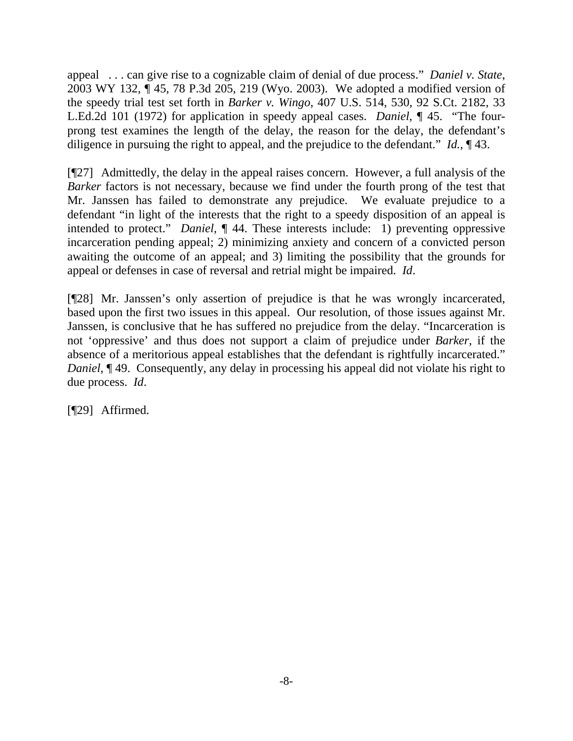appeal . . . can give rise to a cognizable claim of denial of due process." *Daniel v. State,* 2003 WY 132, ¶ 45, 78 P.3d 205, 219 (Wyo. 2003). We adopted a modified version of the speedy trial test set forth in *Barker v. Wingo,* 407 U.S. 514, 530, 92 S.Ct. 2182, 33 L.Ed.2d 101 (1972) for application in speedy appeal cases. *Daniel*, ¶ 45. "The four-prong test examines the length of the delay, the reason for the delay, the defendant's diligence in pursuing the right to appeal, and the prejudice to the defendant." *Id.*, ¶ 43.

[¶27] Admittedly, the delay in the appeal raises concern. However, a full analysis of the *Barker* factors is not necessary, because we find under the fourth prong of the test that Mr. Janssen has failed to demonstrate any prejudice. We evaluate prejudice to a defendant "in light of the interests that the right to a speedy disposition of an appeal is intended to protect." *Daniel,* ¶ 44. These interests include: 1) preventing oppressive incarceration pending appeal; 2) minimizing anxiety and concern of a convicted person awaiting the outcome of an appeal; and 3) limiting the possibility that the grounds for appeal or defenses in case of reversal and retrial might be impaired. *Id*.

[¶28] Mr. Janssen's only assertion of prejudice is that he was wrongly incarcerated, based upon the first two issues in this appeal. Our resolution, of those issues against Mr. Janssen, is conclusive that he has suffered no prejudice from the delay. "Incarceration is not 'oppressive' and thus does not support a claim of prejudice under *Barker,* if the absence of a meritorious appeal establishes that the defendant is rightfully incarcerated." *Daniel,* ¶ 49. Consequently, any delay in processing his appeal did not violate his right to due process. *Id*.

[¶29] Affirmed.